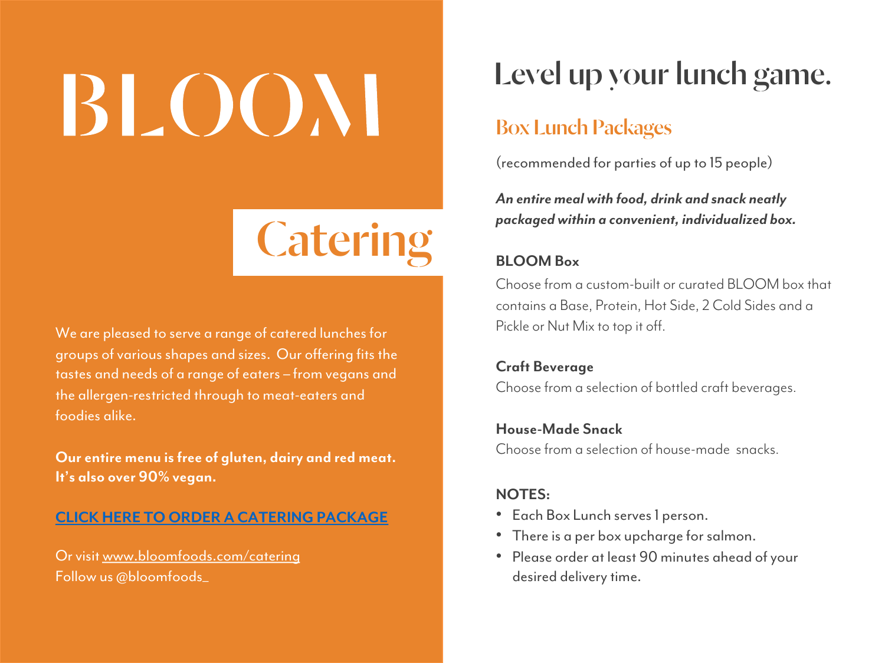# BLOOM

## Catering

We are pleased to serve a range of catered lunches for groups of various shapes and sizes. Our offering fits the tastes and needs of a range of eaters – from vegans and the allergen-restricted through to meat-eaters and foodies alike.

**Our entire menu is free of gluten, dairy and red meat. It's also over 90% vegan.**

**CLICK HERE TO ORDER A CATERING PACKAGE**

Or visit www.bloomfoods.com/catering
Follow us @bloomfoods_

# Level up your lunch game.

## Box Lunch Packages

(recommended for parties of up to 15 people)

***An entire meal with food, drink and snack neatly packaged within a convenient, individualized box.***

**BLOOM Box**
Choose from a custom-built or curated BLOOM box that contains a Base, Protein, Hot Side, 2 Cold Sides and a Pickle or Nut Mix to top it off.

**Craft Beverage**
Choose from a selection of bottled craft beverages.

**House-Made Snack**
Choose from a selection of house-made snacks.

**NOTES:**

- Each Box Lunch serves 1 person.
- There is a per box upcharge for salmon.
- Please order at least 90 minutes ahead of your desired delivery time.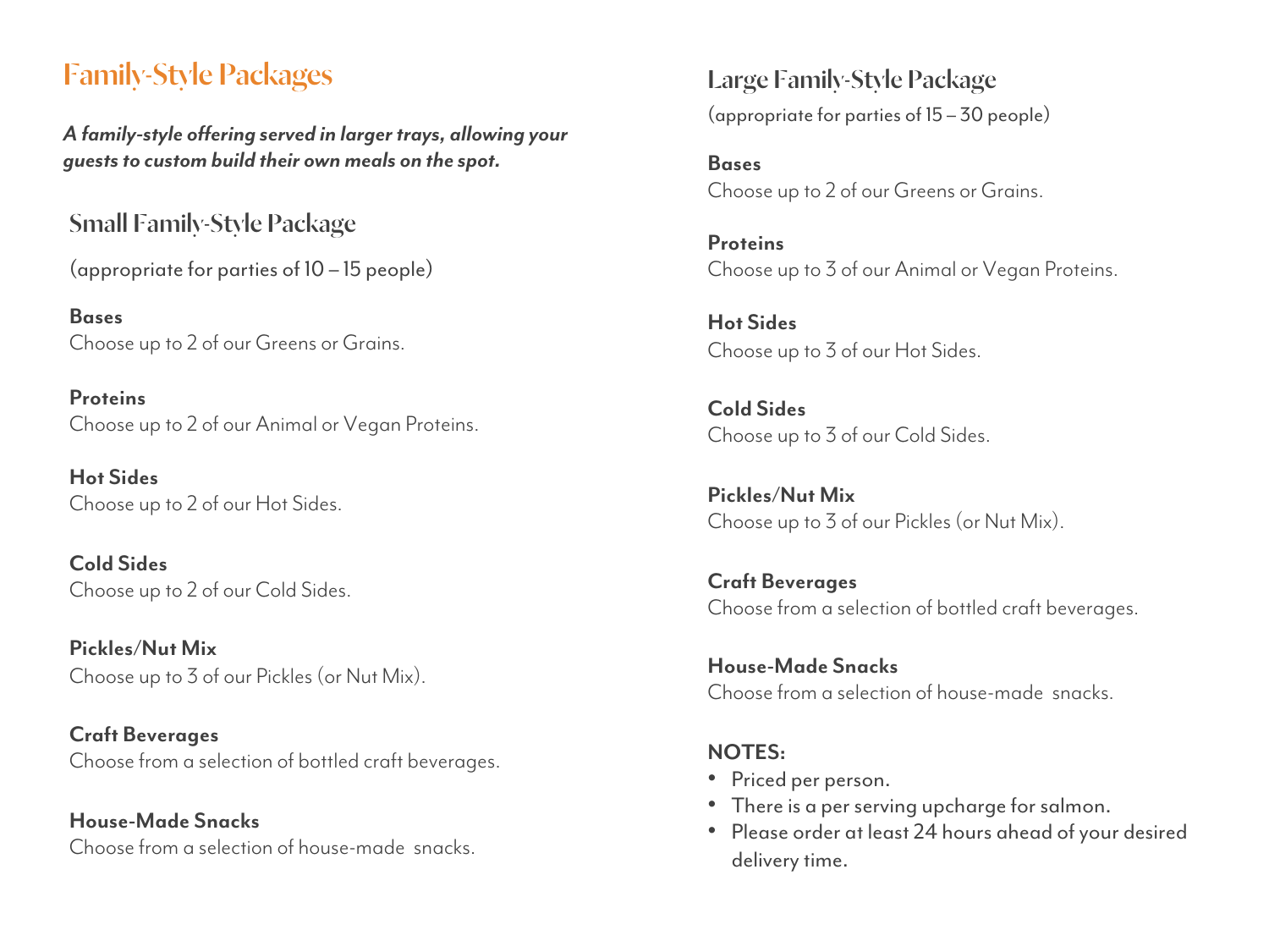# Family-Style Packages

***A family-style offering served in larger trays, allowing your guests to custom build their own meals on the spot.***

## Small Family-Style Package

(appropriate for parties of 10 – 15 people)

**Bases**
Choose up to 2 of our Greens or Grains.

**Proteins**
Choose up to 2 of our Animal or Vegan Proteins.

**Hot Sides**
Choose up to 2 of our Hot Sides.

**Cold Sides**
Choose up to 2 of our Cold Sides.

**Pickles/Nut Mix**
Choose up to 3 of our Pickles (or Nut Mix).

**Craft Beverages**
Choose from a selection of bottled craft beverages.

**House-Made Snacks**
Choose from a selection of house-made snacks.

## Large Family-Style Package

(appropriate for parties of 15 – 30 people)

**Bases**
Choose up to 2 of our Greens or Grains.

**Proteins**
Choose up to 3 of our Animal or Vegan Proteins.

**Hot Sides**
Choose up to 3 of our Hot Sides.

**Cold Sides**
Choose up to 3 of our Cold Sides.

**Pickles/Nut Mix**
Choose up to 3 of our Pickles (or Nut Mix).

**Craft Beverages**
Choose from a selection of bottled craft beverages.

**House-Made Snacks**
Choose from a selection of house-made snacks.

**NOTES:**

- Priced per person.
- There is a per serving upcharge for salmon.
- Please order at least 24 hours ahead of your desired delivery time.